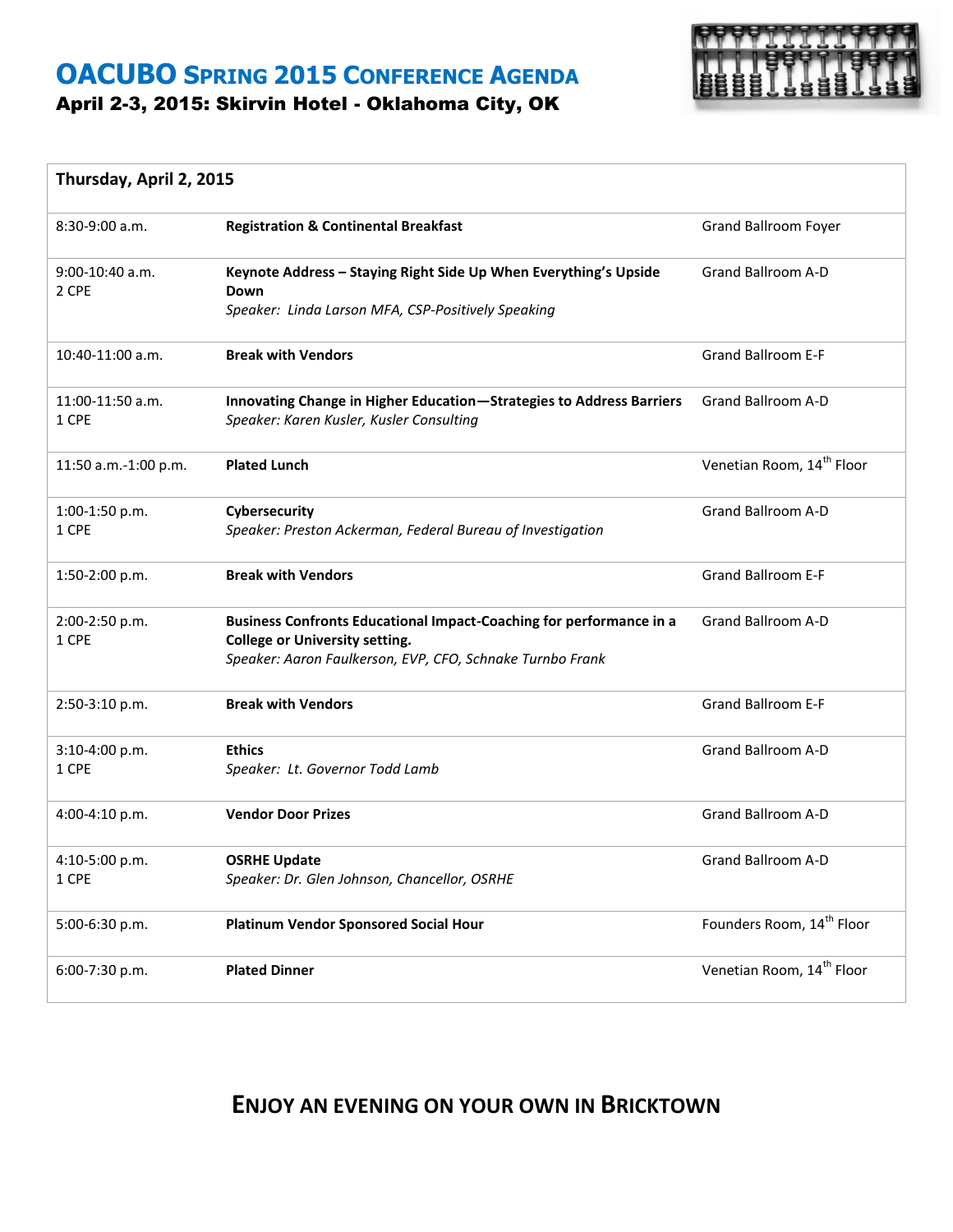# OACUBO Spring 2015 Conference Agenda

## April 2-3, 2015: Skirvin Hotel - Oklahoma City, OK

| Thursday, April 2, 2015 | | |
|---|---|---|
| 8:30-9:00 a.m. | **Registration & Continental Breakfast** | Grand Ballroom Foyer |
| 9:00-10:40 a.m.<br>2 CPE | **Keynote Address – Staying Right Side Up When Everything's Upside Down**<br>*Speaker: Linda Larson MFA, CSP-Positively Speaking* | Grand Ballroom A-D |
| 10:40-11:00 a.m. | **Break with Vendors** | Grand Ballroom E-F |
| 11:00-11:50 a.m.<br>1 CPE | **Innovating Change in Higher Education—Strategies to Address Barriers**<br>*Speaker: Karen Kusler, Kusler Consulting* | Grand Ballroom A-D |
| 11:50 a.m.-1:00 p.m. | **Plated Lunch** | Venetian Room, 14th Floor |
| 1:00-1:50 p.m.<br>1 CPE | **Cybersecurity**<br>*Speaker: Preston Ackerman, Federal Bureau of Investigation* | Grand Ballroom A-D |
| 1:50-2:00 p.m. | **Break with Vendors** | Grand Ballroom E-F |
| 2:00-2:50 p.m.<br>1 CPE | **Business Confronts Educational Impact-Coaching for performance in a College or University setting.**<br>*Speaker: Aaron Faulkerson, EVP, CFO, Schnake Turnbo Frank* | Grand Ballroom A-D |
| 2:50-3:10 p.m. | **Break with Vendors** | Grand Ballroom E-F |
| 3:10-4:00 p.m.<br>1 CPE | **Ethics**<br>*Speaker: Lt. Governor Todd Lamb* | Grand Ballroom A-D |
| 4:00-4:10 p.m. | **Vendor Door Prizes** | Grand Ballroom A-D |
| 4:10-5:00 p.m.<br>1 CPE | **OSRHE Update**<br>*Speaker: Dr. Glen Johnson, Chancellor, OSRHE* | Grand Ballroom A-D |
| 5:00-6:30 p.m. | **Platinum Vendor Sponsored Social Hour** | Founders Room, 14th Floor |
| 6:00-7:30 p.m. | **Plated Dinner** | Venetian Room, 14th Floor |

## Enjoy an evening on your own in Bricktown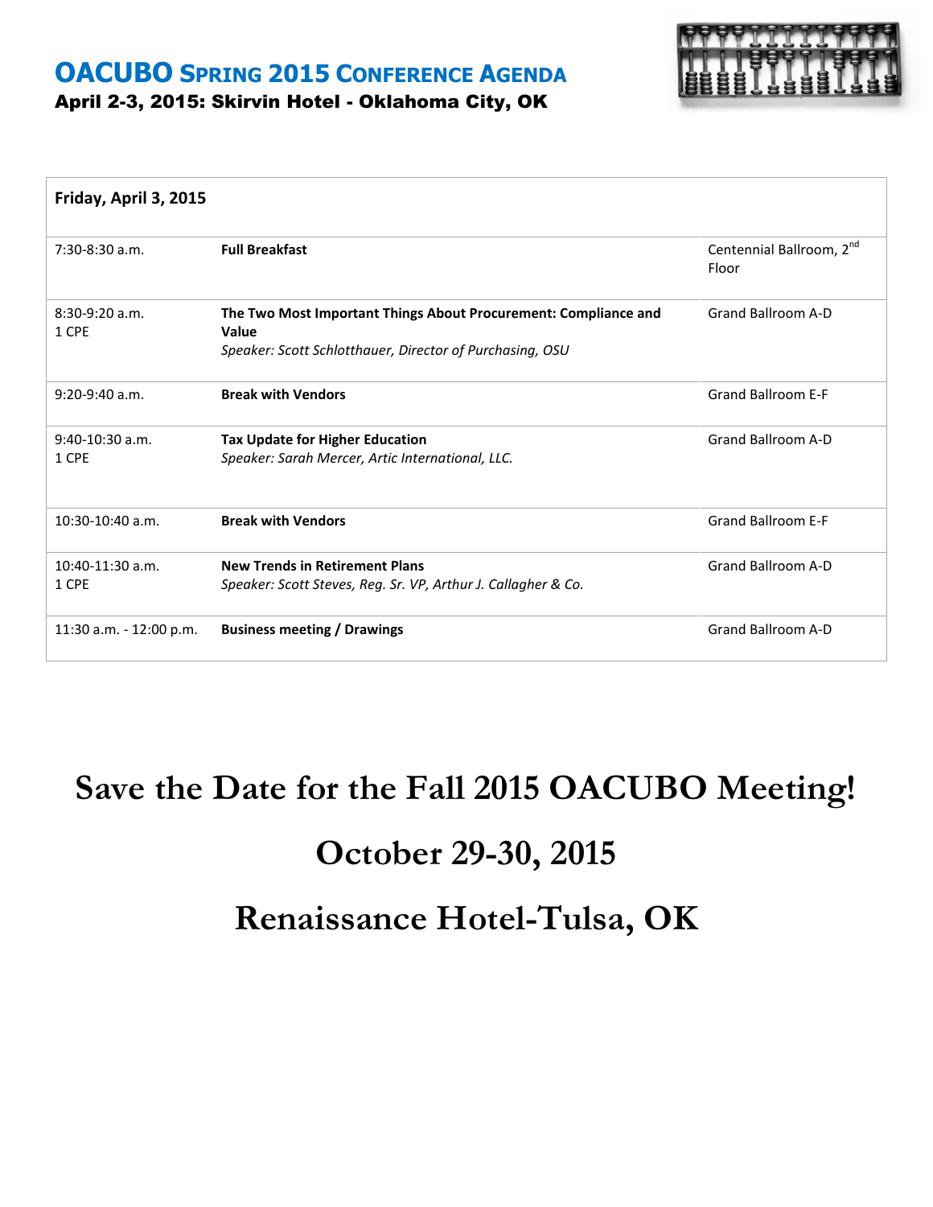# OACUBO Spring 2015 Conference Agenda

**April 2-3, 2015: Skirvin Hotel - Oklahoma City, OK**

| **Friday, April 3, 2015** | | |
|---|---|---|
| 7:30-8:30 a.m. | **Full Breakfast** | Centennial Ballroom, 2nd Floor |
| 8:30-9:20 a.m.<br>1 CPE | **The Two Most Important Things About Procurement: Compliance and Value**<br>*Speaker: Scott Schlotthauer, Director of Purchasing, OSU* | Grand Ballroom A-D |
| 9:20-9:40 a.m. | **Break with Vendors** | Grand Ballroom E-F |
| 9:40-10:30 a.m.<br>1 CPE | **Tax Update for Higher Education**<br>*Speaker: Sarah Mercer, Artic International, LLC.* | Grand Ballroom A-D |
| 10:30-10:40 a.m. | **Break with Vendors** | Grand Ballroom E-F |
| 10:40-11:30 a.m.<br>1 CPE | **New Trends in Retirement Plans**<br>*Speaker: Scott Steves, Reg. Sr. VP, Arthur J. Callagher & Co.* | Grand Ballroom A-D |
| 11:30 a.m. - 12:00 p.m. | **Business meeting / Drawings** | Grand Ballroom A-D |

# Save the Date for the Fall 2015 OACUBO Meeting!

# October 29-30, 2015

# Renaissance Hotel-Tulsa, OK